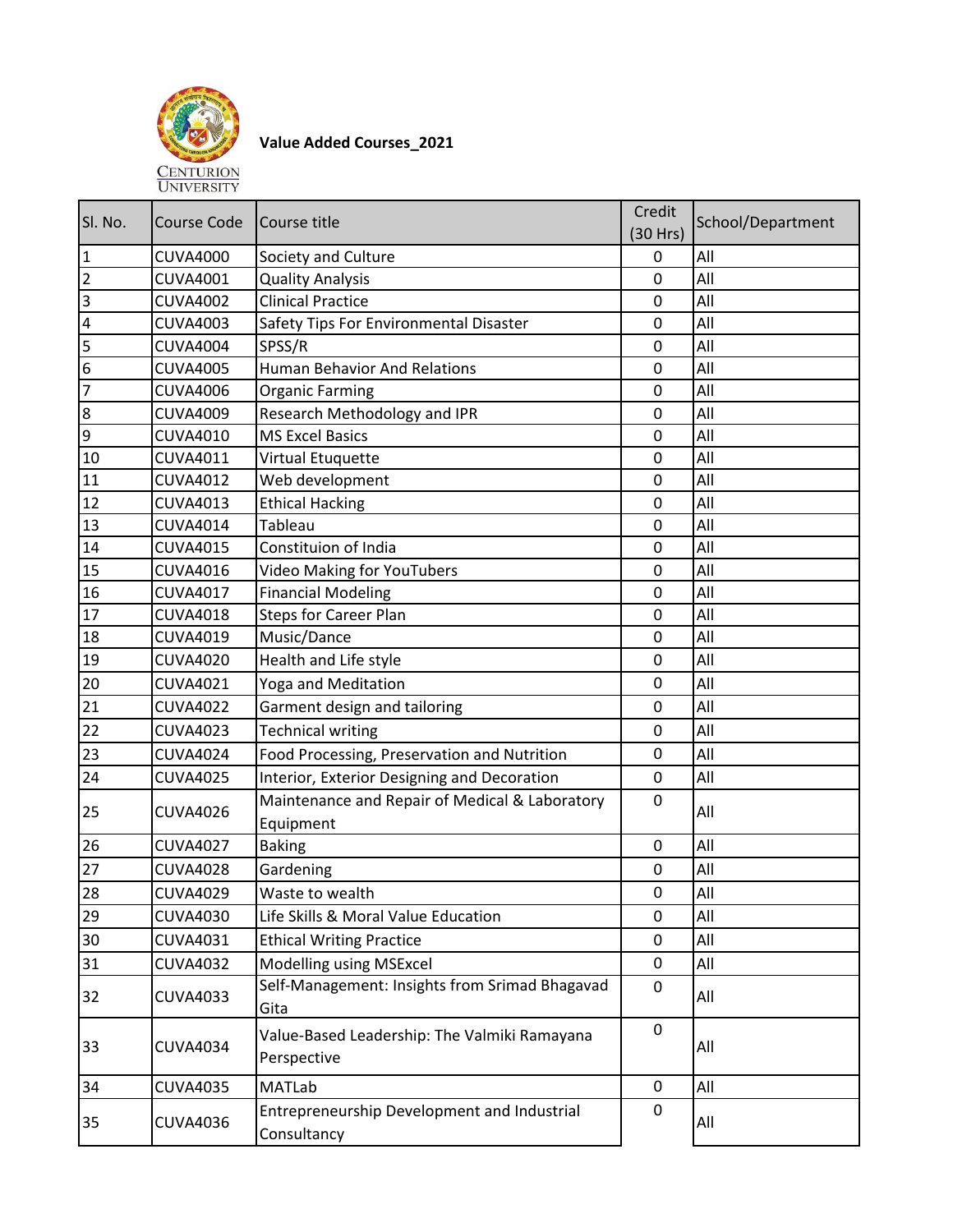# Value Added Courses_2021

| Sl. No. | Course Code | Course title | Credit (30 Hrs) | School/Department |
|---|---|---|---|---|
| 1 | CUVA4000 | Society and Culture | 0 | All |
| 2 | CUVA4001 | Quality Analysis | 0 | All |
| 3 | CUVA4002 | Clinical Practice | 0 | All |
| 4 | CUVA4003 | Safety Tips For Environmental Disaster | 0 | All |
| 5 | CUVA4004 | SPSS/R | 0 | All |
| 6 | CUVA4005 | Human Behavior And Relations | 0 | All |
| 7 | CUVA4006 | Organic Farming | 0 | All |
| 8 | CUVA4009 | Research Methodology and IPR | 0 | All |
| 9 | CUVA4010 | MS Excel Basics | 0 | All |
| 10 | CUVA4011 | Virtual Etuquette | 0 | All |
| 11 | CUVA4012 | Web development | 0 | All |
| 12 | CUVA4013 | Ethical Hacking | 0 | All |
| 13 | CUVA4014 | Tableau | 0 | All |
| 14 | CUVA4015 | Constituion of India | 0 | All |
| 15 | CUVA4016 | Video Making for YouTubers | 0 | All |
| 16 | CUVA4017 | Financial Modeling | 0 | All |
| 17 | CUVA4018 | Steps for Career Plan | 0 | All |
| 18 | CUVA4019 | Music/Dance | 0 | All |
| 19 | CUVA4020 | Health and Life style | 0 | All |
| 20 | CUVA4021 | Yoga and Meditation | 0 | All |
| 21 | CUVA4022 | Garment design and tailoring | 0 | All |
| 22 | CUVA4023 | Technical writing | 0 | All |
| 23 | CUVA4024 | Food Processing, Preservation and Nutrition | 0 | All |
| 24 | CUVA4025 | Interior, Exterior Designing and Decoration | 0 | All |
| 25 | CUVA4026 | Maintenance and Repair of Medical & Laboratory Equipment | 0 | All |
| 26 | CUVA4027 | Baking | 0 | All |
| 27 | CUVA4028 | Gardening | 0 | All |
| 28 | CUVA4029 | Waste to wealth | 0 | All |
| 29 | CUVA4030 | Life Skills & Moral Value Education | 0 | All |
| 30 | CUVA4031 | Ethical Writing Practice | 0 | All |
| 31 | CUVA4032 | Modelling using MSExcel | 0 | All |
| 32 | CUVA4033 | Self-Management: Insights from Srimad Bhagavad Gita | 0 | All |
| 33 | CUVA4034 | Value-Based Leadership: The Valmiki Ramayana Perspective | 0 | All |
| 34 | CUVA4035 | MATLab | 0 | All |
| 35 | CUVA4036 | Entrepreneurship Development and Industrial Consultancy | 0 | All |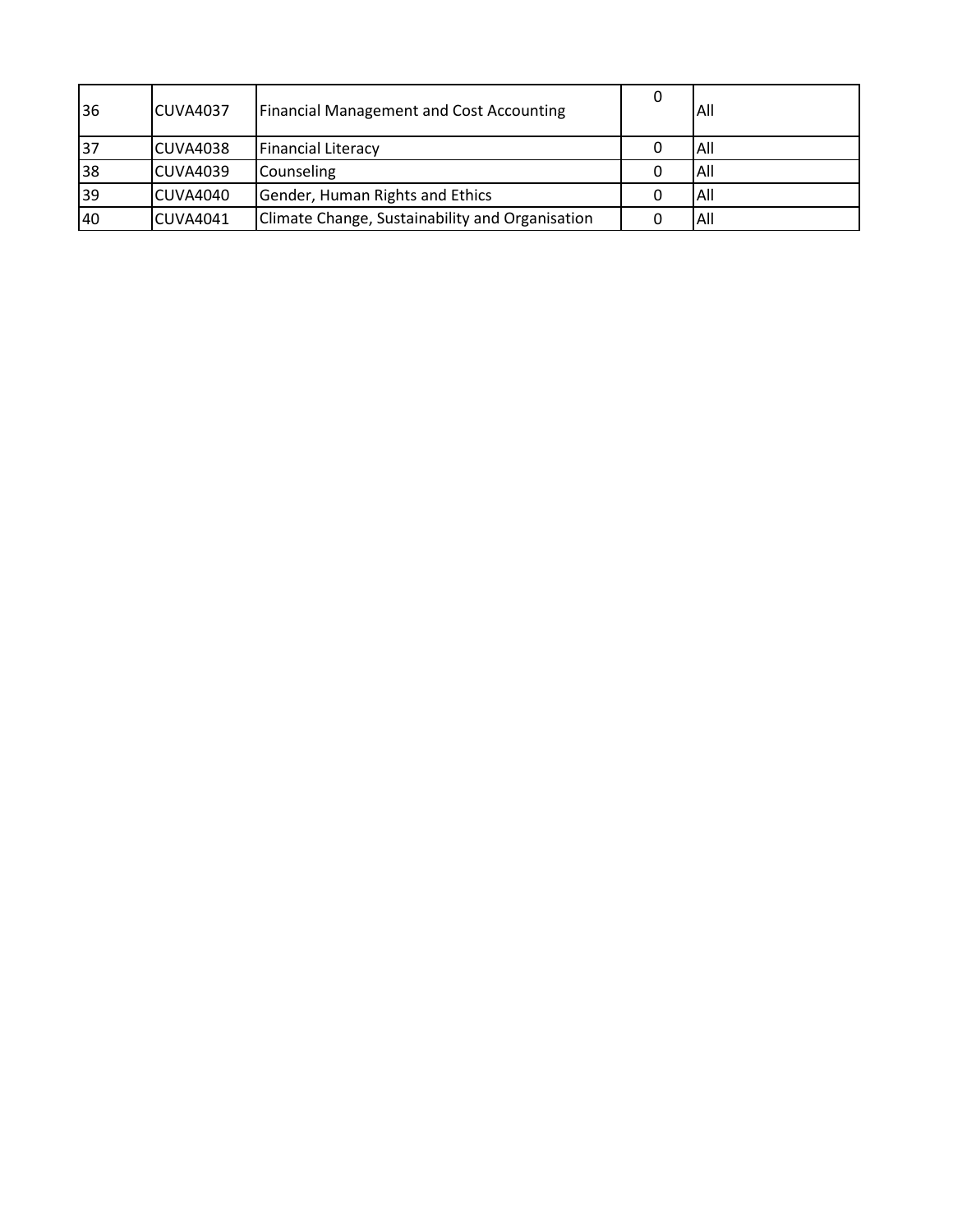| | | | | |
|---|---|---|---|---|
| 36 | CUVA4037 | Financial Management and Cost Accounting | 0 | All |
| 37 | CUVA4038 | Financial Literacy | 0 | All |
| 38 | CUVA4039 | Counseling | 0 | All |
| 39 | CUVA4040 | Gender, Human Rights and Ethics | 0 | All |
| 40 | CUVA4041 | Climate Change, Sustainability and Organisation | 0 | All |